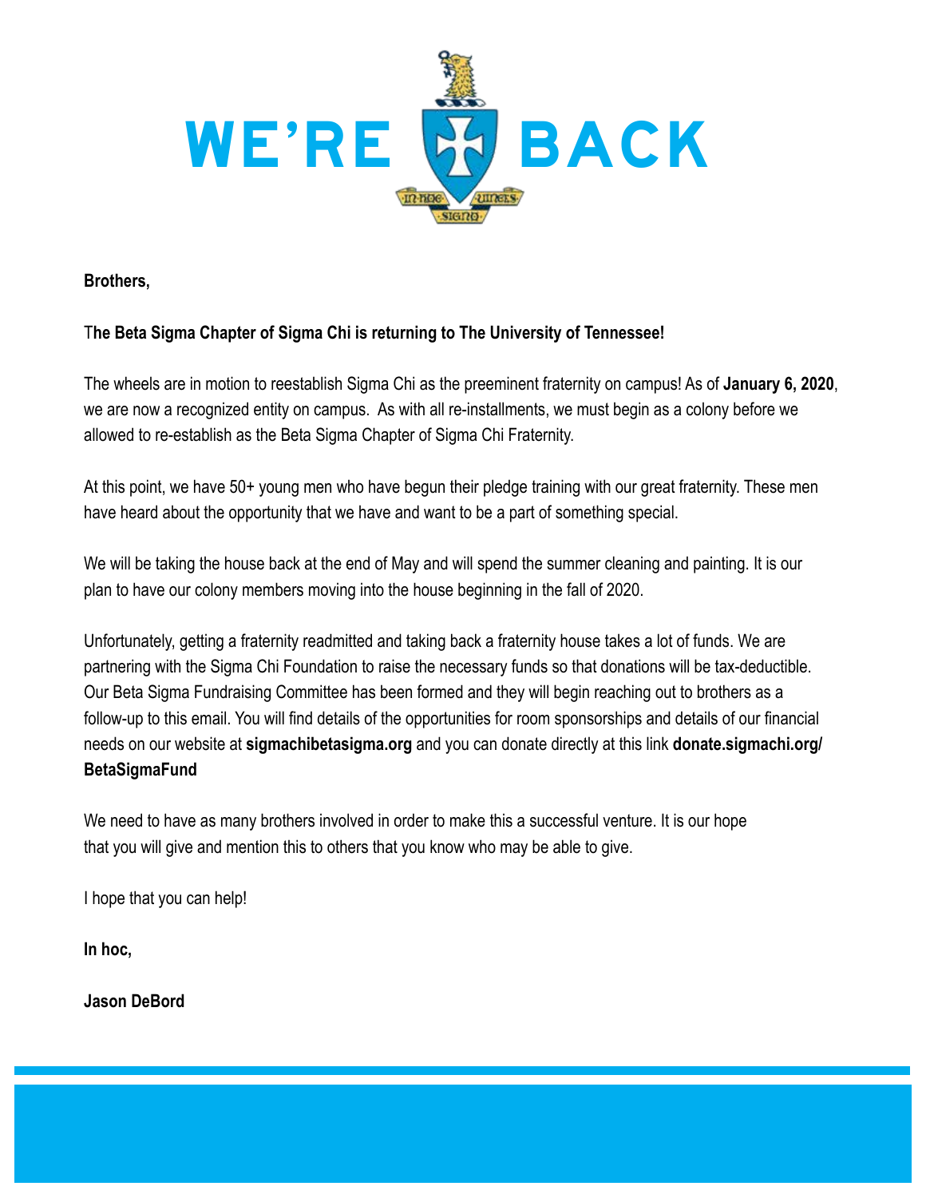# WE'RE BACK

**Brothers,**

T**he Beta Sigma Chapter of Sigma Chi is returning to The University of Tennessee!**

The wheels are in motion to reestablish Sigma Chi as the preeminent fraternity on campus! As of **January 6, 2020**, we are now a recognized entity on campus. As with all re-installments, we must begin as a colony before we allowed to re-establish as the Beta Sigma Chapter of Sigma Chi Fraternity.

At this point, we have 50+ young men who have begun their pledge training with our great fraternity. These men have heard about the opportunity that we have and want to be a part of something special.

We will be taking the house back at the end of May and will spend the summer cleaning and painting. It is our plan to have our colony members moving into the house beginning in the fall of 2020.

Unfortunately, getting a fraternity readmitted and taking back a fraternity house takes a lot of funds. We are partnering with the Sigma Chi Foundation to raise the necessary funds so that donations will be tax-deductible. Our Beta Sigma Fundraising Committee has been formed and they will begin reaching out to brothers as a follow-up to this email. You will find details of the opportunities for room sponsorships and details of our financial needs on our website at **sigmachibetasigma.org** and you can donate directly at this link **donate.sigmachi.org/BetaSigmaFund**

We need to have as many brothers involved in order to make this a successful venture. It is our hope that you will give and mention this to others that you know who may be able to give.

I hope that you can help!

**In hoc,**

**Jason DeBord**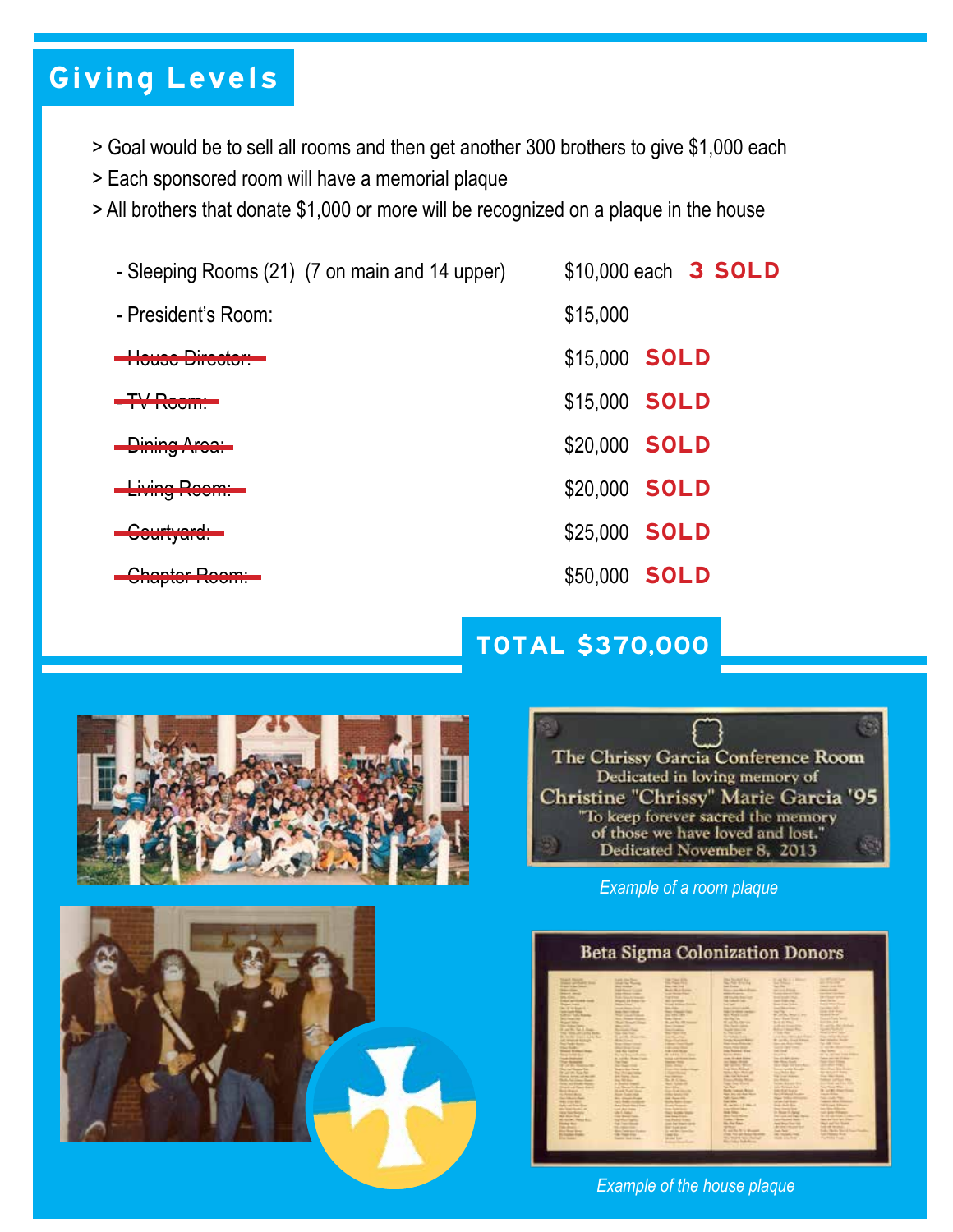## Giving Levels

> Goal would be to sell all rooms and then get another 300 brothers to give $1,000 each

> Each sponsored room will have a memorial plaque

> All brothers that donate $1,000 or more will be recognized on a plaque in the house

| Room | Amount | Status |
|---|---|---|
| - Sleeping Rooms (21) (7 on main and 14 upper) | $10,000 each | **3 SOLD** |
| - President's Room: | $15,000 | |
| - ~~House Director:~~ | $15,000 | **SOLD** |
| - ~~TV Room:~~ | $15,000 | **SOLD** |
| - ~~Dining Area:~~ | $20,000 | **SOLD** |
| - ~~Living Room:~~ | $20,000 | **SOLD** |
| - ~~Courtyard:~~ | $25,000 | **SOLD** |
| - ~~Chapter Room:~~ | $50,000 | **SOLD** |

**TOTAL $370,000**

*Example of a room plaque*

*Example of the house plaque*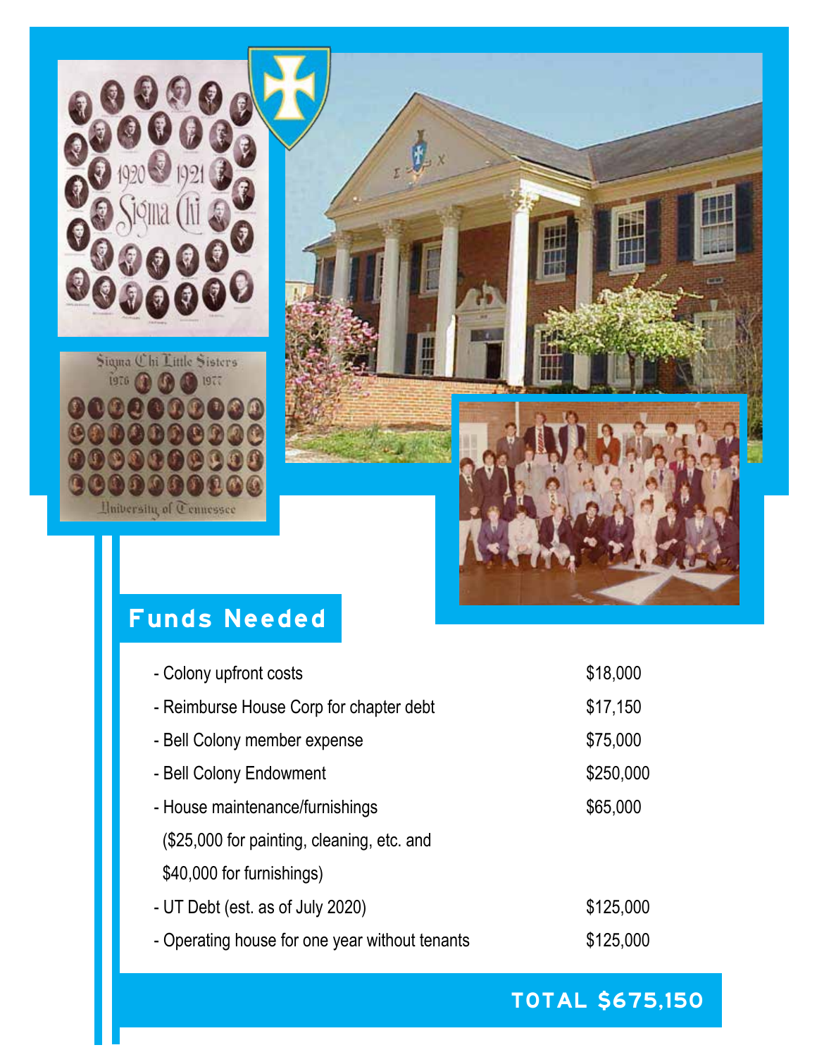## Funds Needed

| | |
|---|---|
| - Colony upfront costs | $18,000 |
| - Reimburse House Corp for chapter debt | $17,150 |
| - Bell Colony member expense | $75,000 |
| - Bell Colony Endowment | $250,000 |
| - House maintenance/furnishings ($25,000 for painting, cleaning, etc. and $40,000 for furnishings) | $65,000 |
| - UT Debt (est. as of July 2020) | $125,000 |
| - Operating house for one year without tenants | $125,000 |

**TOTAL $675,150**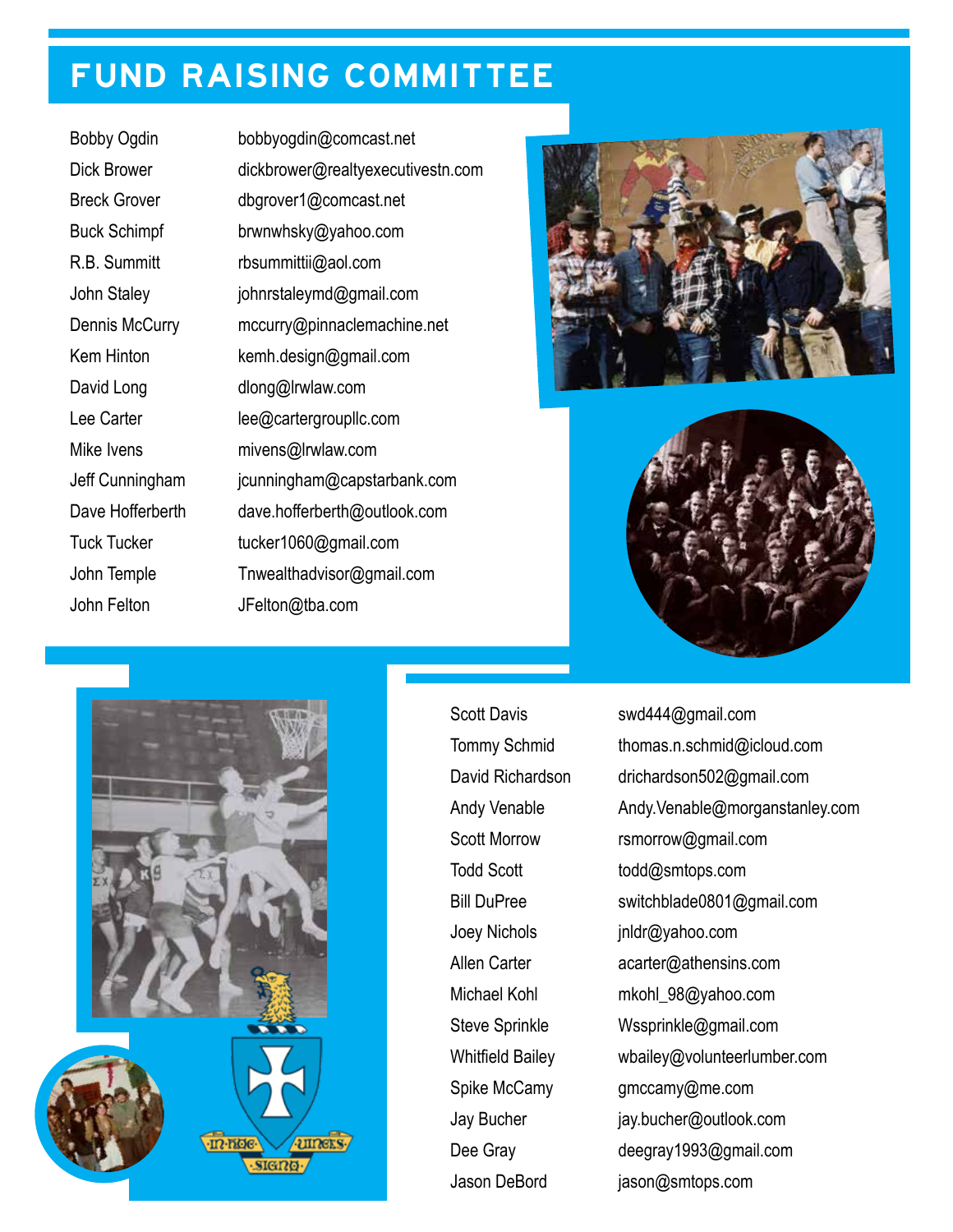# FUND RAISING COMMITTEE

| | |
|---|---|
| Bobby Ogdin | bobbyogdin@comcast.net |
| Dick Brower | dickbrower@realtyexecutivestn.com |
| Breck Grover | dbgrover1@comcast.net |
| Buck Schimpf | brwnwhsky@yahoo.com |
| R.B. Summitt | rbsummittii@aol.com |
| John Staley | johnrstaleymd@gmail.com |
| Dennis McCurry | mccurry@pinnaclemachine.net |
| Kem Hinton | kemh.design@gmail.com |
| David Long | dlong@lrwlaw.com |
| Lee Carter | lee@cartergroupllc.com |
| Mike Ivens | mivens@lrwlaw.com |
| Jeff Cunningham | jcunningham@capstarbank.com |
| Dave Hofferberth | dave.hofferberth@outlook.com |
| Tuck Tucker | tucker1060@gmail.com |
| John Temple | Tnwealthadvisor@gmail.com |
| John Felton | JFelton@tba.com |
| Scott Davis | swd444@gmail.com |
| Tommy Schmid | thomas.n.schmid@icloud.com |
| David Richardson | drichardson502@gmail.com |
| Andy Venable | Andy.Venable@morganstanley.com |
| Scott Morrow | rsmorrow@gmail.com |
| Todd Scott | todd@smtops.com |
| Bill DuPree | switchblade0801@gmail.com |
| Joey Nichols | jnldr@yahoo.com |
| Allen Carter | acarter@athensins.com |
| Michael Kohl | mkohl_98@yahoo.com |
| Steve Sprinkle | Wssprinkle@gmail.com |
| Whitfield Bailey | wbailey@volunteerlumber.com |
| Spike McCamy | gmccamy@me.com |
| Jay Bucher | jay.bucher@outlook.com |
| Dee Gray | deegray1993@gmail.com |
| Jason DeBord | jason@smtops.com |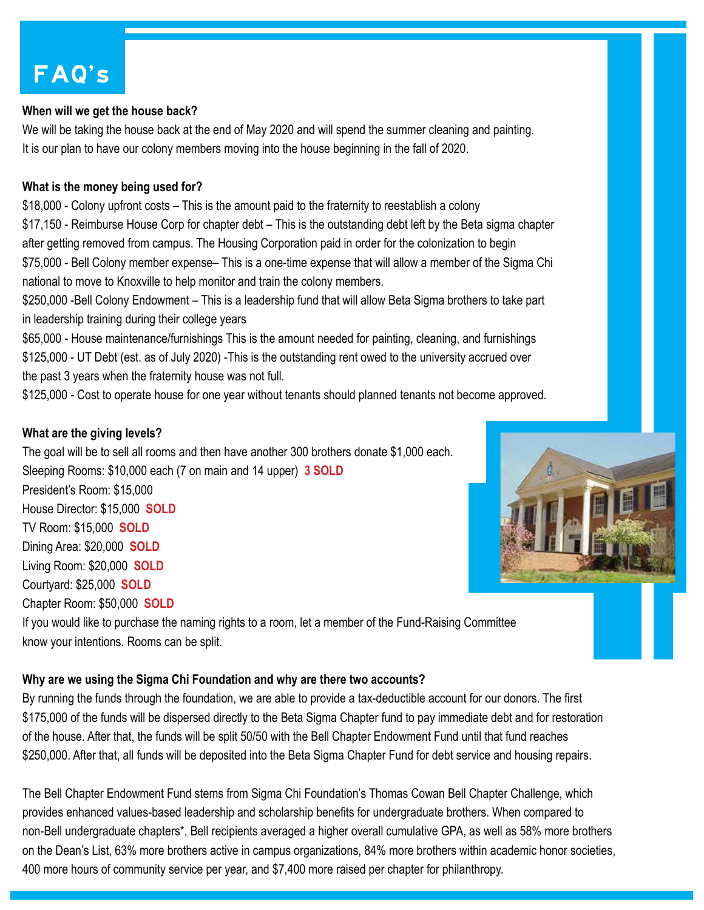# FAQ's

**When will we get the house back?**

We will be taking the house back at the end of May 2020 and will spend the summer cleaning and painting. It is our plan to have our colony members moving into the house beginning in the fall of 2020.

**What is the money being used for?**

$18,000 - Colony upfront costs – This is the amount paid to the fraternity to reestablish a colony
$17,150 - Reimburse House Corp for chapter debt – This is the outstanding debt left by the Beta sigma chapter after getting removed from campus. The Housing Corporation paid in order for the colonization to begin
$75,000 - Bell Colony member expense– This is a one-time expense that will allow a member of the Sigma Chi national to move to Knoxville to help monitor and train the colony members.
$250,000 -Bell Colony Endowment – This is a leadership fund that will allow Beta Sigma brothers to take part in leadership training during their college years
$65,000 - House maintenance/furnishings This is the amount needed for painting, cleaning, and furnishings
$125,000 - UT Debt (est. as of July 2020) -This is the outstanding rent owed to the university accrued over the past 3 years when the fraternity house was not full.
$125,000 - Cost to operate house for one year without tenants should planned tenants not become approved.

**What are the giving levels?**

The goal will be to sell all rooms and then have another 300 brothers donate $1,000 each.
Sleeping Rooms: $10,000 each (7 on main and 14 upper) **3 SOLD**
President's Room: $15,000
House Director: $15,000 **SOLD**
TV Room: $15,000 **SOLD**
Dining Area: $20,000 **SOLD**
Living Room: $20,000 **SOLD**
Courtyard: $25,000 **SOLD**
Chapter Room: $50,000 **SOLD**
If you would like to purchase the naming rights to a room, let a member of the Fund-Raising Committee know your intentions. Rooms can be split.

**Why are we using the Sigma Chi Foundation and why are there two accounts?**

By running the funds through the foundation, we are able to provide a tax-deductible account for our donors. The first $175,000 of the funds will be dispersed directly to the Beta Sigma Chapter fund to pay immediate debt and for restoration of the house. After that, the funds will be split 50/50 with the Bell Chapter Endowment Fund until that fund reaches $250,000. After that, all funds will be deposited into the Beta Sigma Chapter Fund for debt service and housing repairs.

The Bell Chapter Endowment Fund stems from Sigma Chi Foundation's Thomas Cowan Bell Chapter Challenge, which provides enhanced values-based leadership and scholarship benefits for undergraduate brothers. When compared to non-Bell undergraduate chapters*, Bell recipients averaged a higher overall cumulative GPA, as well as 58% more brothers on the Dean's List, 63% more brothers active in campus organizations, 84% more brothers within academic honor societies, 400 more hours of community service per year, and $7,400 more raised per chapter for philanthropy.